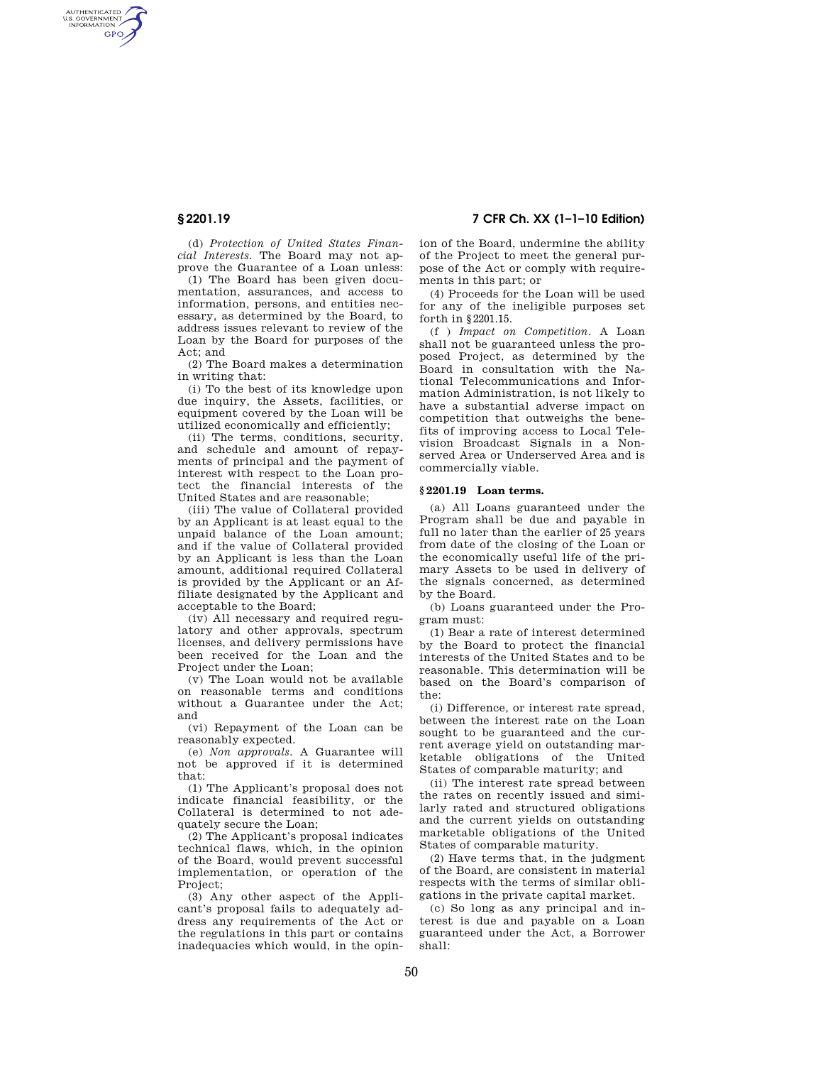(d) *Protection of United States Financial Interests.* The Board may not approve the Guarantee of a Loan unless:

(1) The Board has been given documentation, assurances, and access to information, persons, and entities necessary, as determined by the Board, to address issues relevant to review of the Loan by the Board for purposes of the Act; and

(2) The Board makes a determination in writing that:

(i) To the best of its knowledge upon due inquiry, the Assets, facilities, or equipment covered by the Loan will be utilized economically and efficiently;

(ii) The terms, conditions, security, and schedule and amount of repayments of principal and the payment of interest with respect to the Loan protect the financial interests of the United States and are reasonable;

(iii) The value of Collateral provided by an Applicant is at least equal to the unpaid balance of the Loan amount; and if the value of Collateral provided by an Applicant is less than the Loan amount, additional required Collateral is provided by the Applicant or an Affiliate designated by the Applicant and acceptable to the Board;

(iv) All necessary and required regulatory and other approvals, spectrum licenses, and delivery permissions have been received for the Loan and the Project under the Loan;

(v) The Loan would not be available on reasonable terms and conditions without a Guarantee under the Act; and

(vi) Repayment of the Loan can be reasonably expected.

(e) *Non approvals.* A Guarantee will not be approved if it is determined that:

(1) The Applicant's proposal does not indicate financial feasibility, or the Collateral is determined to not adequately secure the Loan;

(2) The Applicant's proposal indicates technical flaws, which, in the opinion of the Board, would prevent successful implementation, or operation of the Project;

(3) Any other aspect of the Applicant's proposal fails to adequately address any requirements of the Act or the regulations in this part or contains inadequacies which would, in the opinion of the Board, undermine the ability of the Project to meet the general purpose of the Act or comply with requirements in this part; or

(4) Proceeds for the Loan will be used for any of the ineligible purposes set forth in §2201.15.

(f) *Impact on Competition.* A Loan shall not be guaranteed unless the proposed Project, as determined by the Board in consultation with the National Telecommunications and Information Administration, is not likely to have a substantial adverse impact on competition that outweighs the benefits of improving access to Local Television Broadcast Signals in a Nonserved Area or Underserved Area and is commercially viable.

### §2201.19 Loan terms.

(a) All Loans guaranteed under the Program shall be due and payable in full no later than the earlier of 25 years from date of the closing of the Loan or the economically useful life of the primary Assets to be used in delivery of the signals concerned, as determined by the Board.

(b) Loans guaranteed under the Program must:

(1) Bear a rate of interest determined by the Board to protect the financial interests of the United States and to be reasonable. This determination will be based on the Board's comparison of the:

(i) Difference, or interest rate spread, between the interest rate on the Loan sought to be guaranteed and the current average yield on outstanding marketable obligations of the United States of comparable maturity; and

(ii) The interest rate spread between the rates on recently issued and similarly rated and structured obligations and the current yields on outstanding marketable obligations of the United States of comparable maturity.

(2) Have terms that, in the judgment of the Board, are consistent in material respects with the terms of similar obligations in the private capital market.

(c) So long as any principal and interest is due and payable on a Loan guaranteed under the Act, a Borrower shall: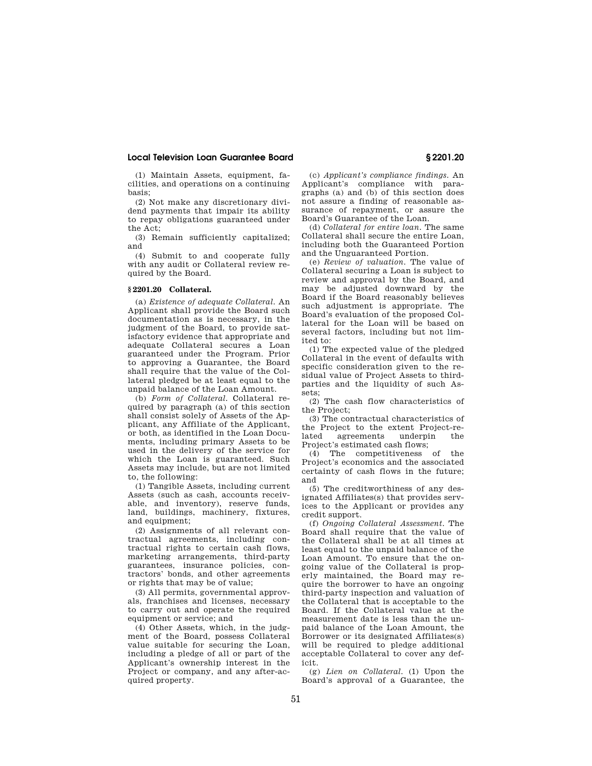(1) Maintain Assets, equipment, facilities, and operations on a continuing basis;

(2) Not make any discretionary dividend payments that impair its ability to repay obligations guaranteed under the Act;

(3) Remain sufficiently capitalized; and

(4) Submit to and cooperate fully with any audit or Collateral review required by the Board.

### § 2201.20 Collateral.

(a) *Existence of adequate Collateral.* An Applicant shall provide the Board such documentation as is necessary, in the judgment of the Board, to provide satisfactory evidence that appropriate and adequate Collateral secures a Loan guaranteed under the Program. Prior to approving a Guarantee, the Board shall require that the value of the Collateral pledged be at least equal to the unpaid balance of the Loan Amount.

(b) *Form of Collateral.* Collateral required by paragraph (a) of this section shall consist solely of Assets of the Applicant, any Affiliate of the Applicant, or both, as identified in the Loan Documents, including primary Assets to be used in the delivery of the service for which the Loan is guaranteed. Such Assets may include, but are not limited to, the following:

(1) Tangible Assets, including current Assets (such as cash, accounts receivable, and inventory), reserve funds, land, buildings, machinery, fixtures, and equipment;

(2) Assignments of all relevant contractual agreements, including contractual rights to certain cash flows, marketing arrangements, third-party guarantees, insurance policies, contractors' bonds, and other agreements or rights that may be of value;

(3) All permits, governmental approvals, franchises and licenses, necessary to carry out and operate the required equipment or service; and

(4) Other Assets, which, in the judgment of the Board, possess Collateral value suitable for securing the Loan, including a pledge of all or part of the Applicant's ownership interest in the Project or company, and any after-acquired property.

(c) *Applicant's compliance findings.* An Applicant's compliance with paragraphs (a) and (b) of this section does not assure a finding of reasonable assurance of repayment, or assure the Board's Guarantee of the Loan.

(d) *Collateral for entire loan.* The same Collateral shall secure the entire Loan, including both the Guaranteed Portion and the Unguaranteed Portion.

(e) *Review of valuation.* The value of Collateral securing a Loan is subject to review and approval by the Board, and may be adjusted downward by the Board if the Board reasonably believes such adjustment is appropriate. The Board's evaluation of the proposed Collateral for the Loan will be based on several factors, including but not limited to:

(1) The expected value of the pledged Collateral in the event of defaults with specific consideration given to the residual value of Project Assets to third-parties and the liquidity of such Assets;

(2) The cash flow characteristics of the Project;

(3) The contractual characteristics of the Project to the extent Project-related agreements underpin the Project's estimated cash flows;

(4) The competitiveness of the Project's economics and the associated certainty of cash flows in the future; and

(5) The creditworthiness of any designated Affiliates(s) that provides services to the Applicant or provides any credit support.

(f) *Ongoing Collateral Assessment.* The Board shall require that the value of the Collateral shall be at all times at least equal to the unpaid balance of the Loan Amount. To ensure that the ongoing value of the Collateral is properly maintained, the Board may require the borrower to have an ongoing third-party inspection and valuation of the Collateral that is acceptable to the Board. If the Collateral value at the measurement date is less than the unpaid balance of the Loan Amount, the Borrower or its designated Affiliates(s) will be required to pledge additional acceptable Collateral to cover any deficit.

(g) *Lien on Collateral.* (1) Upon the Board's approval of a Guarantee, the